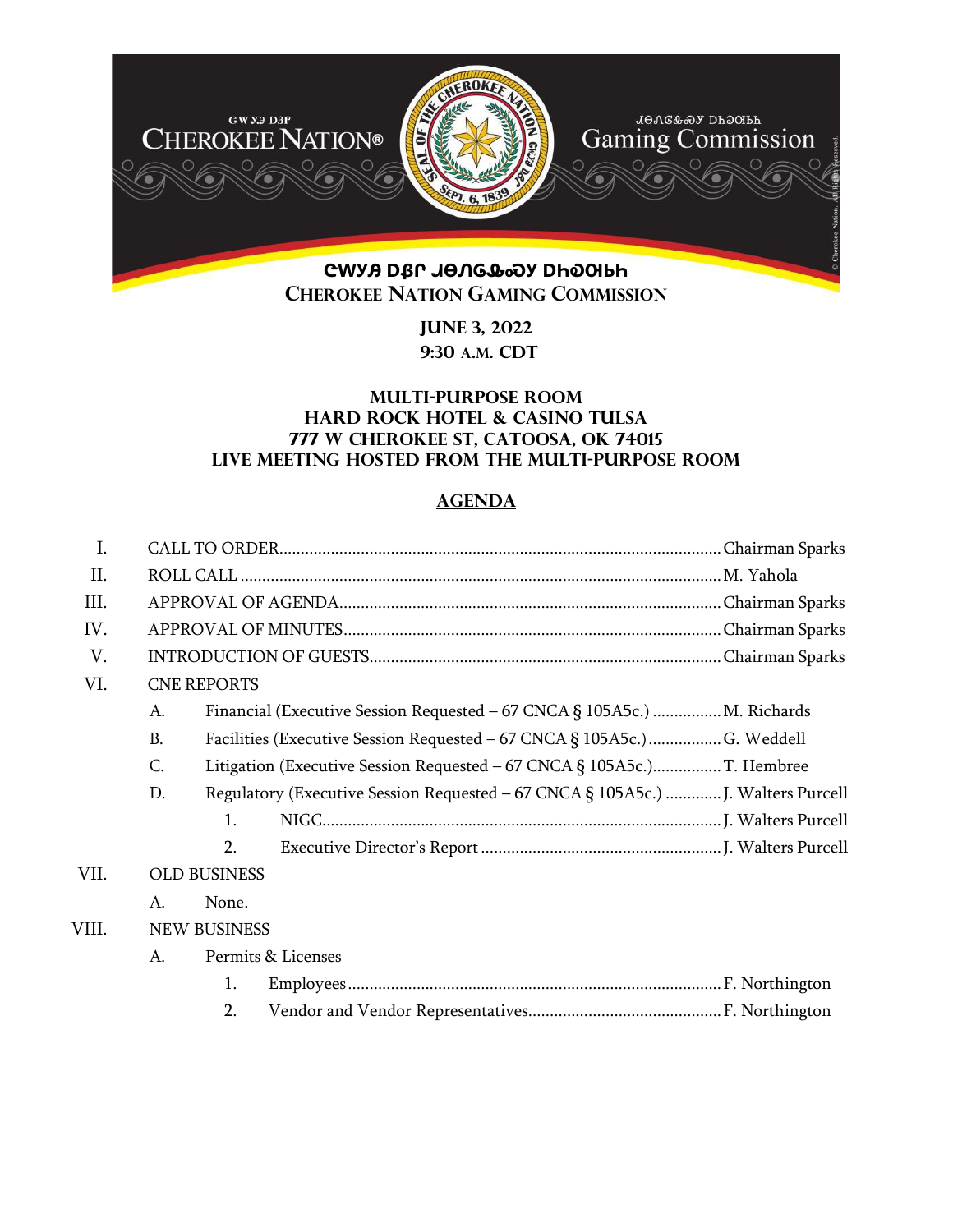ᏣᎳᎩ ᎠᏰᏟ ᏧᏂᎶᏓᏍᏗ ᎠᏂᏍᏆᏂ
**CHEROKEE NATION GAMING COMMISSION**

**JUNE 3, 2022**
**9:30 A.M. CDT**

**MULTI-PURPOSE ROOM**
**HARD ROCK HOTEL & CASINO TULSA**
**777 W CHEROKEE ST, CATOOSA, OK 74015**
**LIVE MEETING HOSTED FROM THE MULTI-PURPOSE ROOM**

## AGENDA

I. CALL TO ORDER ............ Chairman Sparks

II. ROLL CALL ............ M. Yahola

III. APPROVAL OF AGENDA ............ Chairman Sparks

IV. APPROVAL OF MINUTES ............ Chairman Sparks

V. INTRODUCTION OF GUESTS ............ Chairman Sparks

VI. CNE REPORTS

   A. Financial (Executive Session Requested – 67 CNCA § 105A5c.) ............ M. Richards

   B. Facilities (Executive Session Requested – 67 CNCA § 105A5c.) ............ G. Weddell

   C. Litigation (Executive Session Requested – 67 CNCA § 105A5c.) ............ T. Hembree

   D. Regulatory (Executive Session Requested – 67 CNCA § 105A5c.) ............ J. Walters Purcell

      1. NIGC ............ J. Walters Purcell

      2. Executive Director's Report ............ J. Walters Purcell

VII. OLD BUSINESS

   A. None.

VIII. NEW BUSINESS

   A. Permits & Licenses

      1. Employees ............ F. Northington

      2. Vendor and Vendor Representatives ............ F. Northington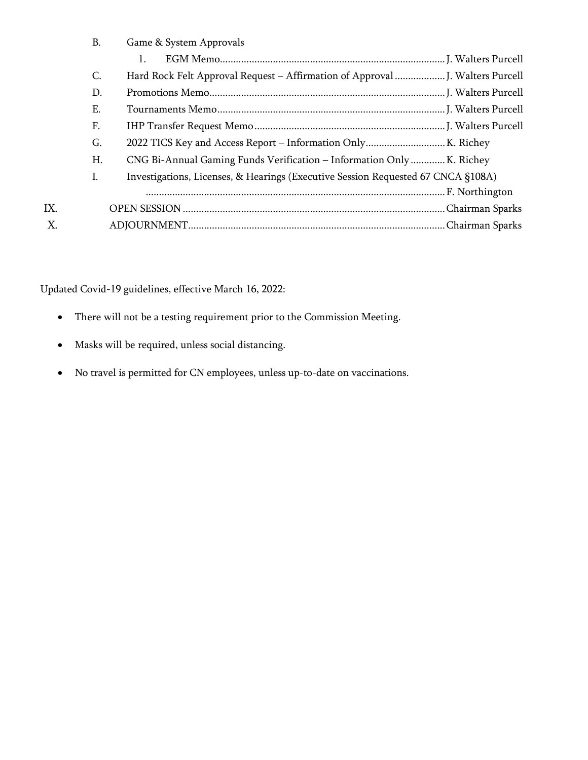B. Game & System Approvals

1. EGM Memo.................................................................................... J. Walters Purcell

C. Hard Rock Felt Approval Request – Affirmation of Approval .................. J. Walters Purcell

D. Promotions Memo........................................................................ J. Walters Purcell

E. Tournaments Memo...................................................................... J. Walters Purcell

F. IHP Transfer Request Memo ........................................................ J. Walters Purcell

G. 2022 TICS Key and Access Report – Information Only.............................. K. Richey

H. CNG Bi-Annual Gaming Funds Verification – Information Only ............ K. Richey

I. Investigations, Licenses, & Hearings (Executive Session Requested 67 CNCA §108A) ................................................................................................................ F. Northington

IX. OPEN SESSION .................................................................................................. Chairman Sparks

X. ADJOURNMENT................................................................................................. Chairman Sparks

Updated Covid-19 guidelines, effective March 16, 2022:

- There will not be a testing requirement prior to the Commission Meeting.
- Masks will be required, unless social distancing.
- No travel is permitted for CN employees, unless up-to-date on vaccinations.